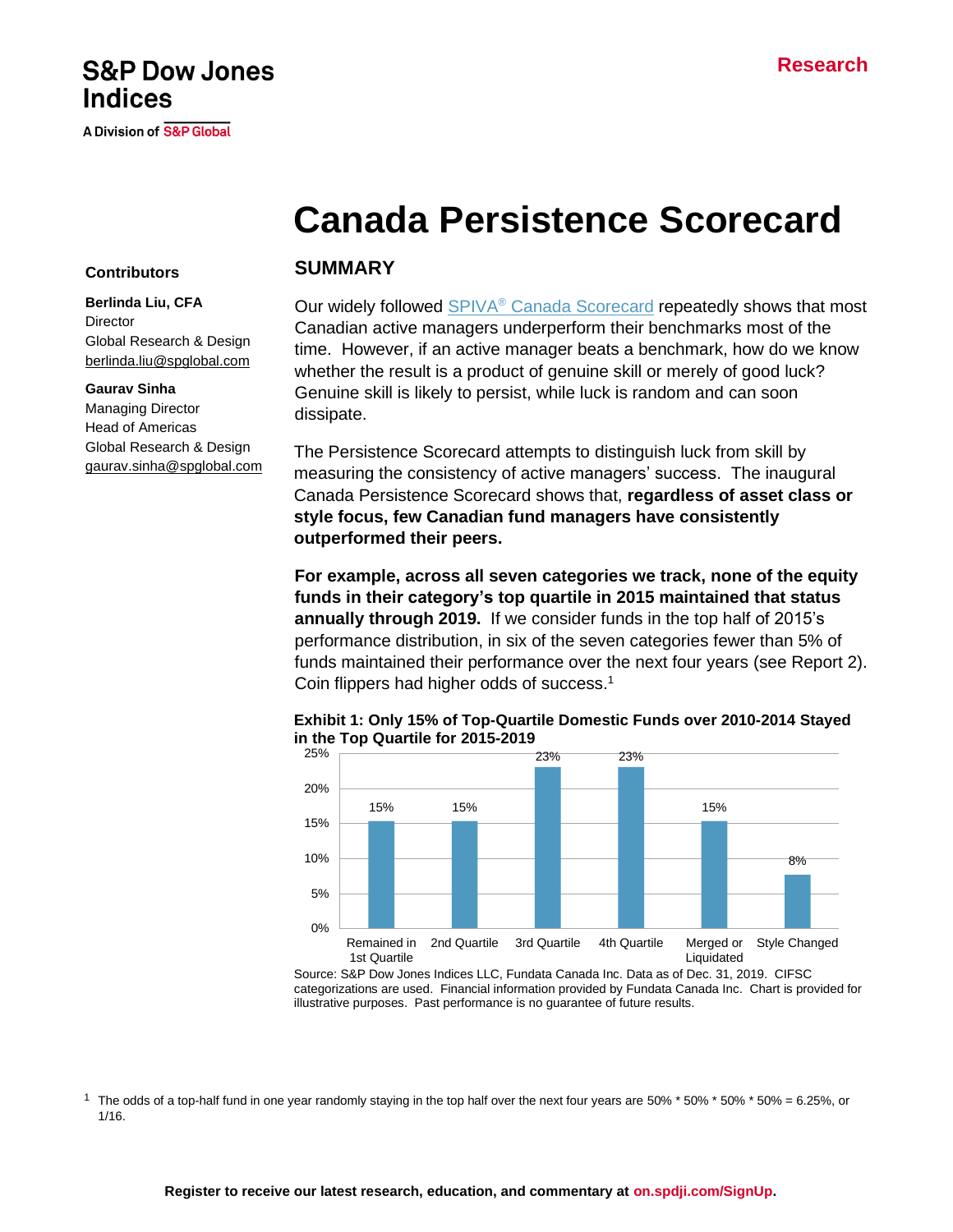S&P Dow Jones Indices

A Division of S&P Global

Research

# Canada Persistence Scorecard

**Contributors**

**Berlinda Liu, CFA**
Director
Global Research & Design
berlinda.liu@spglobal.com

**Gaurav Sinha**
Managing Director
Head of Americas
Global Research & Design
gaurav.sinha@spglobal.com

## SUMMARY

Our widely followed SPIVA® Canada Scorecard repeatedly shows that most Canadian active managers underperform their benchmarks most of the time. However, if an active manager beats a benchmark, how do we know whether the result is a product of genuine skill or merely of good luck? Genuine skill is likely to persist, while luck is random and can soon dissipate.

The Persistence Scorecard attempts to distinguish luck from skill by measuring the consistency of active managers' success. The inaugural Canada Persistence Scorecard shows that, **regardless of asset class or style focus, few Canadian fund managers have consistently outperformed their peers.**

**For example, across all seven categories we track, none of the equity funds in their category's top quartile in 2015 maintained that status annually through 2019.** If we consider funds in the top half of 2015's performance distribution, in six of the seven categories fewer than 5% of funds maintained their performance over the next four years (see Report 2). Coin flippers had higher odds of success.[1]

**Exhibit 1: Only 15% of Top-Quartile Domestic Funds over 2010-2014 Stayed in the Top Quartile for 2015-2019**

| Category | Percentage |
|---|---|
| Remained in 1st Quartile | 15% |
| 2nd Quartile | 15% |
| 3rd Quartile | 23% |
| 4th Quartile | 23% |
| Merged or Liquidated | 15% |
| Style Changed | 8% |

Source: S&P Dow Jones Indices LLC, Fundata Canada Inc. Data as of Dec. 31, 2019. CIFSC categorizations are used. Financial information provided by Fundata Canada Inc. Chart is provided for illustrative purposes. Past performance is no guarantee of future results.

[1] The odds of a top-half fund in one year randomly staying in the top half over the next four years are 50% * 50% * 50% * 50% = 6.25%, or 1/16.

**Register to receive our latest research, education, and commentary at on.spdji.com/SignUp.**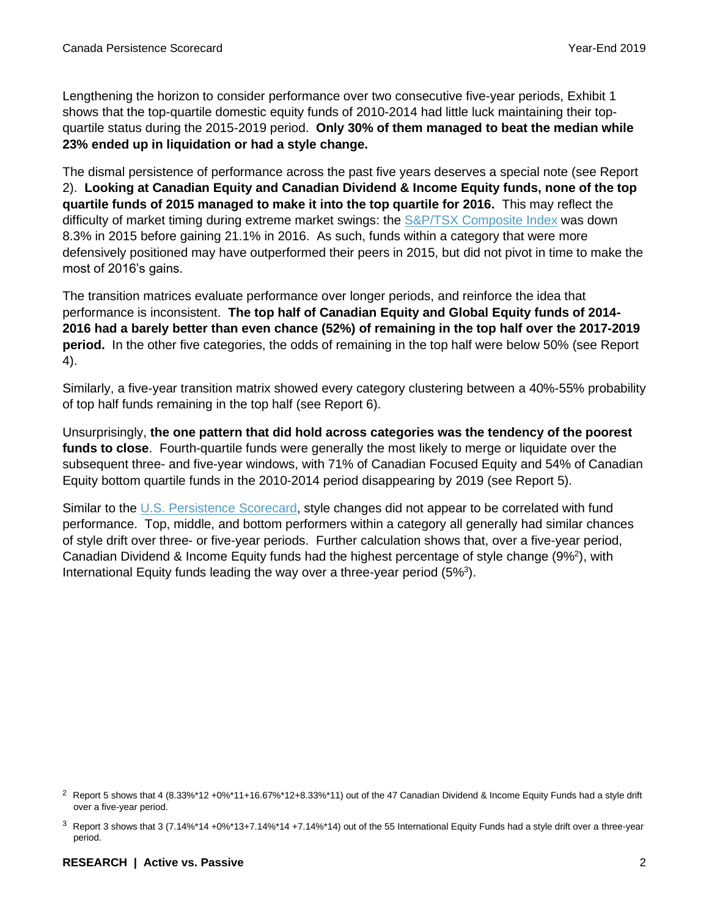Lengthening the horizon to consider performance over two consecutive five-year periods, Exhibit 1 shows that the top-quartile domestic equity funds of 2010-2014 had little luck maintaining their top-quartile status during the 2015-2019 period. **Only 30% of them managed to beat the median while 23% ended up in liquidation or had a style change.**

The dismal persistence of performance across the past five years deserves a special note (see Report 2). **Looking at Canadian Equity and Canadian Dividend & Income Equity funds, none of the top quartile funds of 2015 managed to make it into the top quartile for 2016.** This may reflect the difficulty of market timing during extreme market swings: the S&P/TSX Composite Index was down 8.3% in 2015 before gaining 21.1% in 2016. As such, funds within a category that were more defensively positioned may have outperformed their peers in 2015, but did not pivot in time to make the most of 2016's gains.

The transition matrices evaluate performance over longer periods, and reinforce the idea that performance is inconsistent. **The top half of Canadian Equity and Global Equity funds of 2014-2016 had a barely better than even chance (52%) of remaining in the top half over the 2017-2019 period.** In the other five categories, the odds of remaining in the top half were below 50% (see Report 4).

Similarly, a five-year transition matrix showed every category clustering between a 40%-55% probability of top half funds remaining in the top half (see Report 6).

Unsurprisingly, **the one pattern that did hold across categories was the tendency of the poorest funds to close**. Fourth-quartile funds were generally the most likely to merge or liquidate over the subsequent three- and five-year windows, with 71% of Canadian Focused Equity and 54% of Canadian Equity bottom quartile funds in the 2010-2014 period disappearing by 2019 (see Report 5).

Similar to the U.S. Persistence Scorecard, style changes did not appear to be correlated with fund performance. Top, middle, and bottom performers within a category all generally had similar chances of style drift over three- or five-year periods. Further calculation shows that, over a five-year period, Canadian Dividend & Income Equity funds had the highest percentage of style change (9%[2]), with International Equity funds leading the way over a three-year period (5%[3]).

[2] Report 5 shows that 4 (8.33%*12 +0%*11+16.67%*12+8.33%*11) out of the 47 Canadian Dividend & Income Equity Funds had a style drift over a five-year period.

[3] Report 3 shows that 3 (7.14%*14 +0%*13+7.14%*14 +7.14%*14) out of the 55 International Equity Funds had a style drift over a three-year period.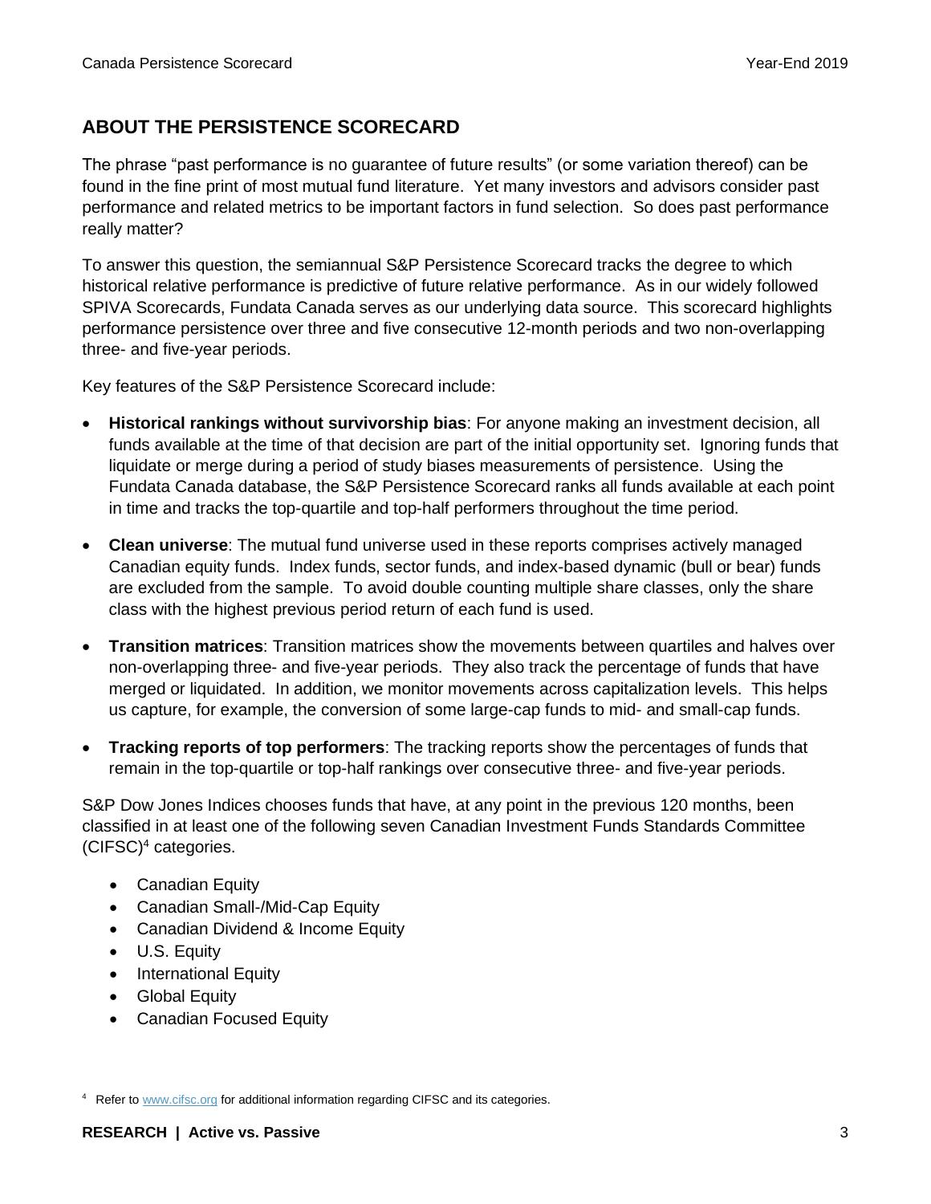## ABOUT THE PERSISTENCE SCORECARD

The phrase “past performance is no guarantee of future results” (or some variation thereof) can be found in the fine print of most mutual fund literature. Yet many investors and advisors consider past performance and related metrics to be important factors in fund selection. So does past performance really matter?

To answer this question, the semiannual S&P Persistence Scorecard tracks the degree to which historical relative performance is predictive of future relative performance. As in our widely followed SPIVA Scorecards, Fundata Canada serves as our underlying data source. This scorecard highlights performance persistence over three and five consecutive 12-month periods and two non-overlapping three- and five-year periods.

Key features of the S&P Persistence Scorecard include:

- **Historical rankings without survivorship bias**: For anyone making an investment decision, all funds available at the time of that decision are part of the initial opportunity set. Ignoring funds that liquidate or merge during a period of study biases measurements of persistence. Using the Fundata Canada database, the S&P Persistence Scorecard ranks all funds available at each point in time and tracks the top-quartile and top-half performers throughout the time period.
- **Clean universe**: The mutual fund universe used in these reports comprises actively managed Canadian equity funds. Index funds, sector funds, and index-based dynamic (bull or bear) funds are excluded from the sample. To avoid double counting multiple share classes, only the share class with the highest previous period return of each fund is used.
- **Transition matrices**: Transition matrices show the movements between quartiles and halves over non-overlapping three- and five-year periods. They also track the percentage of funds that have merged or liquidated. In addition, we monitor movements across capitalization levels. This helps us capture, for example, the conversion of some large-cap funds to mid- and small-cap funds.
- **Tracking reports of top performers**: The tracking reports show the percentages of funds that remain in the top-quartile or top-half rankings over consecutive three- and five-year periods.

S&P Dow Jones Indices chooses funds that have, at any point in the previous 120 months, been classified in at least one of the following seven Canadian Investment Funds Standards Committee (CIFSC)[4] categories.

- Canadian Equity
- Canadian Small-/Mid-Cap Equity
- Canadian Dividend & Income Equity
- U.S. Equity
- International Equity
- Global Equity
- Canadian Focused Equity

[4] Refer to www.cifsc.org for additional information regarding CIFSC and its categories.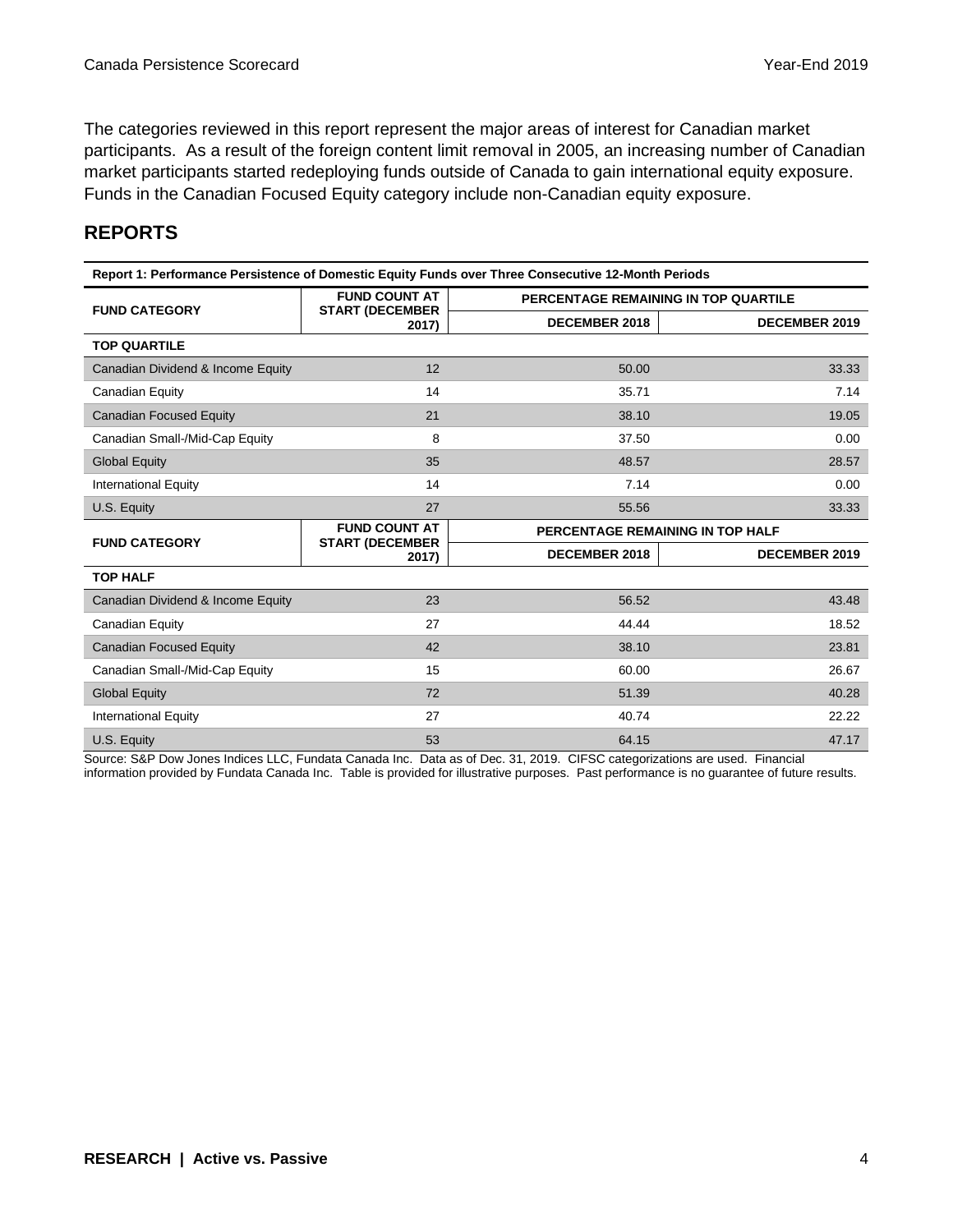The categories reviewed in this report represent the major areas of interest for Canadian market participants. As a result of the foreign content limit removal in 2005, an increasing number of Canadian market participants started redeploying funds outside of Canada to gain international equity exposure. Funds in the Canadian Focused Equity category include non-Canadian equity exposure.

## REPORTS

**Report 1: Performance Persistence of Domestic Equity Funds over Three Consecutive 12-Month Periods**

| FUND CATEGORY | FUND COUNT AT START (DECEMBER 2017) | PERCENTAGE REMAINING IN TOP QUARTILE | |
|---|---|---|---|
| | | DECEMBER 2018 | DECEMBER 2019 |
| **TOP QUARTILE** | | | |
| Canadian Dividend & Income Equity | 12 | 50.00 | 33.33 |
| Canadian Equity | 14 | 35.71 | 7.14 |
| Canadian Focused Equity | 21 | 38.10 | 19.05 |
| Canadian Small-/Mid-Cap Equity | 8 | 37.50 | 0.00 |
| Global Equity | 35 | 48.57 | 28.57 |
| International Equity | 14 | 7.14 | 0.00 |
| U.S. Equity | 27 | 55.56 | 33.33 |
| **FUND CATEGORY** | **FUND COUNT AT START (DECEMBER 2017)** | **PERCENTAGE REMAINING IN TOP HALF** | |
| | | **DECEMBER 2018** | **DECEMBER 2019** |
| **TOP HALF** | | | |
| Canadian Dividend & Income Equity | 23 | 56.52 | 43.48 |
| Canadian Equity | 27 | 44.44 | 18.52 |
| Canadian Focused Equity | 42 | 38.10 | 23.81 |
| Canadian Small-/Mid-Cap Equity | 15 | 60.00 | 26.67 |
| Global Equity | 72 | 51.39 | 40.28 |
| International Equity | 27 | 40.74 | 22.22 |
| U.S. Equity | 53 | 64.15 | 47.17 |

Source: S&P Dow Jones Indices LLC, Fundata Canada Inc. Data as of Dec. 31, 2019. CIFSC categorizations are used. Financial information provided by Fundata Canada Inc. Table is provided for illustrative purposes. Past performance is no guarantee of future results.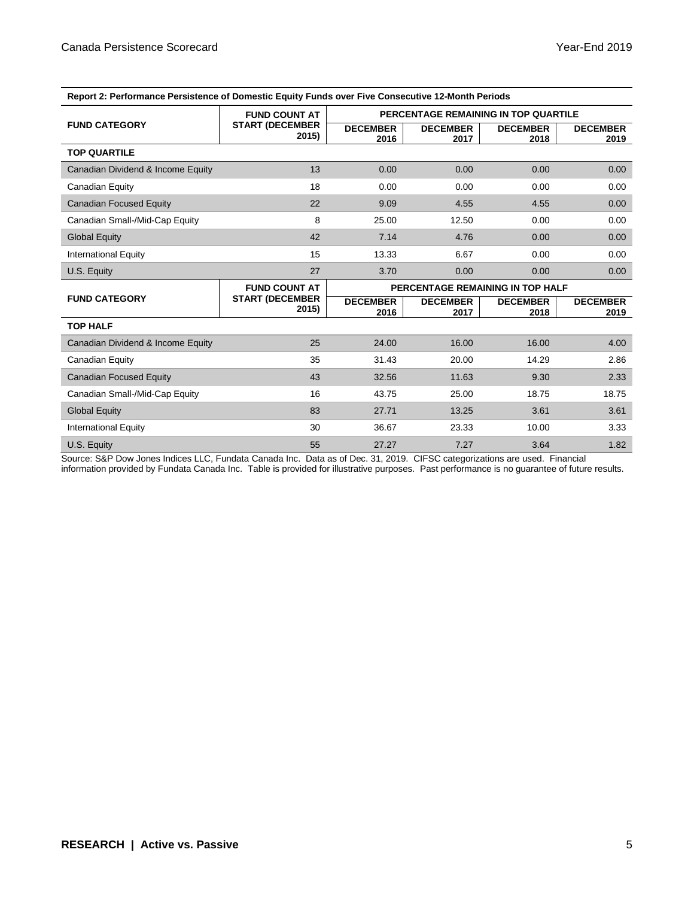**Report 2: Performance Persistence of Domestic Equity Funds over Five Consecutive 12-Month Periods**

| FUND CATEGORY | FUND COUNT AT START (DECEMBER 2015) | PERCENTAGE REMAINING IN TOP QUARTILE | | | |
|---|---|---|---|---|---|
| | | DECEMBER 2016 | DECEMBER 2017 | DECEMBER 2018 | DECEMBER 2019 |
| **TOP QUARTILE** | | | | | |
| Canadian Dividend & Income Equity | 13 | 0.00 | 0.00 | 0.00 | 0.00 |
| Canadian Equity | 18 | 0.00 | 0.00 | 0.00 | 0.00 |
| Canadian Focused Equity | 22 | 9.09 | 4.55 | 4.55 | 0.00 |
| Canadian Small-/Mid-Cap Equity | 8 | 25.00 | 12.50 | 0.00 | 0.00 |
| Global Equity | 42 | 7.14 | 4.76 | 0.00 | 0.00 |
| International Equity | 15 | 13.33 | 6.67 | 0.00 | 0.00 |
| U.S. Equity | 27 | 3.70 | 0.00 | 0.00 | 0.00 |
| **FUND CATEGORY** | **FUND COUNT AT START (DECEMBER 2015)** | **PERCENTAGE REMAINING IN TOP HALF** | | | |
| | | **DECEMBER 2016** | **DECEMBER 2017** | **DECEMBER 2018** | **DECEMBER 2019** |
| **TOP HALF** | | | | | |
| Canadian Dividend & Income Equity | 25 | 24.00 | 16.00 | 16.00 | 4.00 |
| Canadian Equity | 35 | 31.43 | 20.00 | 14.29 | 2.86 |
| Canadian Focused Equity | 43 | 32.56 | 11.63 | 9.30 | 2.33 |
| Canadian Small-/Mid-Cap Equity | 16 | 43.75 | 25.00 | 18.75 | 18.75 |
| Global Equity | 83 | 27.71 | 13.25 | 3.61 | 3.61 |
| International Equity | 30 | 36.67 | 23.33 | 10.00 | 3.33 |
| U.S. Equity | 55 | 27.27 | 7.27 | 3.64 | 1.82 |

Source: S&P Dow Jones Indices LLC, Fundata Canada Inc. Data as of Dec. 31, 2019. CIFSC categorizations are used. Financial information provided by Fundata Canada Inc. Table is provided for illustrative purposes. Past performance is no guarantee of future results.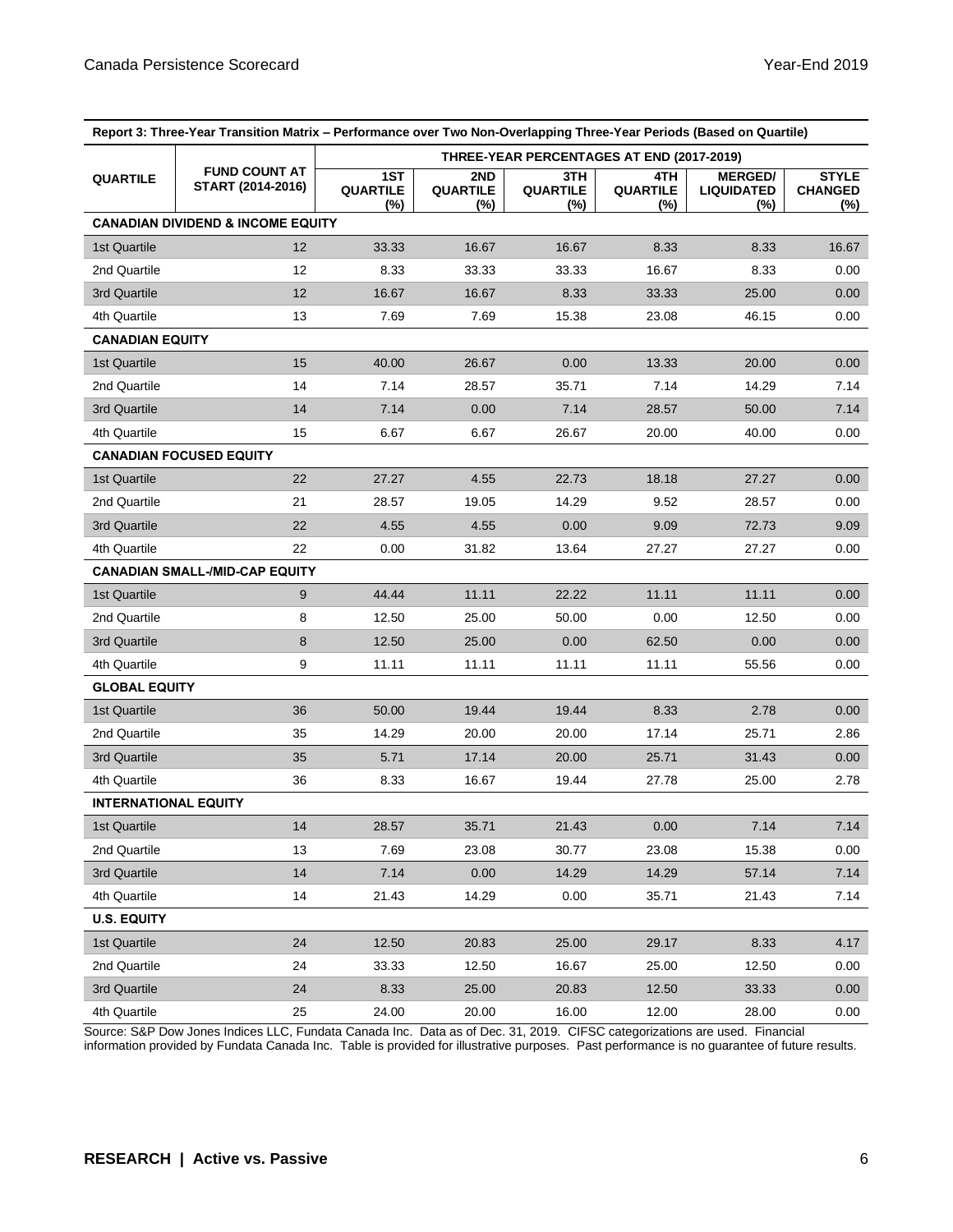**Report 3: Three-Year Transition Matrix – Performance over Two Non-Overlapping Three-Year Periods (Based on Quartile)**

| QUARTILE | FUND COUNT AT START (2014-2016) | THREE-YEAR PERCENTAGES AT END (2017-2019) | | | | | |
|---|---|---|---|---|---|---|---|
| | | 1ST QUARTILE (%) | 2ND QUARTILE (%) | 3TH QUARTILE (%) | 4TH QUARTILE (%) | MERGED/ LIQUIDATED (%) | STYLE CHANGED (%) |
| **CANADIAN DIVIDEND & INCOME EQUITY** | | | | | | | |
| 1st Quartile | 12 | 33.33 | 16.67 | 16.67 | 8.33 | 8.33 | 16.67 |
| 2nd Quartile | 12 | 8.33 | 33.33 | 33.33 | 16.67 | 8.33 | 0.00 |
| 3rd Quartile | 12 | 16.67 | 16.67 | 8.33 | 33.33 | 25.00 | 0.00 |
| 4th Quartile | 13 | 7.69 | 7.69 | 15.38 | 23.08 | 46.15 | 0.00 |
| **CANADIAN EQUITY** | | | | | | | |
| 1st Quartile | 15 | 40.00 | 26.67 | 0.00 | 13.33 | 20.00 | 0.00 |
| 2nd Quartile | 14 | 7.14 | 28.57 | 35.71 | 7.14 | 14.29 | 7.14 |
| 3rd Quartile | 14 | 7.14 | 0.00 | 7.14 | 28.57 | 50.00 | 7.14 |
| 4th Quartile | 15 | 6.67 | 6.67 | 26.67 | 20.00 | 40.00 | 0.00 |
| **CANADIAN FOCUSED EQUITY** | | | | | | | |
| 1st Quartile | 22 | 27.27 | 4.55 | 22.73 | 18.18 | 27.27 | 0.00 |
| 2nd Quartile | 21 | 28.57 | 19.05 | 14.29 | 9.52 | 28.57 | 0.00 |
| 3rd Quartile | 22 | 4.55 | 4.55 | 0.00 | 9.09 | 72.73 | 9.09 |
| 4th Quartile | 22 | 0.00 | 31.82 | 13.64 | 27.27 | 27.27 | 0.00 |
| **CANADIAN SMALL-/MID-CAP EQUITY** | | | | | | | |
| 1st Quartile | 9 | 44.44 | 11.11 | 22.22 | 11.11 | 11.11 | 0.00 |
| 2nd Quartile | 8 | 12.50 | 25.00 | 50.00 | 0.00 | 12.50 | 0.00 |
| 3rd Quartile | 8 | 12.50 | 25.00 | 0.00 | 62.50 | 0.00 | 0.00 |
| 4th Quartile | 9 | 11.11 | 11.11 | 11.11 | 11.11 | 55.56 | 0.00 |
| **GLOBAL EQUITY** | | | | | | | |
| 1st Quartile | 36 | 50.00 | 19.44 | 19.44 | 8.33 | 2.78 | 0.00 |
| 2nd Quartile | 35 | 14.29 | 20.00 | 20.00 | 17.14 | 25.71 | 2.86 |
| 3rd Quartile | 35 | 5.71 | 17.14 | 20.00 | 25.71 | 31.43 | 0.00 |
| 4th Quartile | 36 | 8.33 | 16.67 | 19.44 | 27.78 | 25.00 | 2.78 |
| **INTERNATIONAL EQUITY** | | | | | | | |
| 1st Quartile | 14 | 28.57 | 35.71 | 21.43 | 0.00 | 7.14 | 7.14 |
| 2nd Quartile | 13 | 7.69 | 23.08 | 30.77 | 23.08 | 15.38 | 0.00 |
| 3rd Quartile | 14 | 7.14 | 0.00 | 14.29 | 14.29 | 57.14 | 7.14 |
| 4th Quartile | 14 | 21.43 | 14.29 | 0.00 | 35.71 | 21.43 | 7.14 |
| **U.S. EQUITY** | | | | | | | |
| 1st Quartile | 24 | 12.50 | 20.83 | 25.00 | 29.17 | 8.33 | 4.17 |
| 2nd Quartile | 24 | 33.33 | 12.50 | 16.67 | 25.00 | 12.50 | 0.00 |
| 3rd Quartile | 24 | 8.33 | 25.00 | 20.83 | 12.50 | 33.33 | 0.00 |
| 4th Quartile | 25 | 24.00 | 20.00 | 16.00 | 12.00 | 28.00 | 0.00 |

Source: S&P Dow Jones Indices LLC, Fundata Canada Inc. Data as of Dec. 31, 2019. CIFSC categorizations are used. Financial information provided by Fundata Canada Inc. Table is provided for illustrative purposes. Past performance is no guarantee of future results.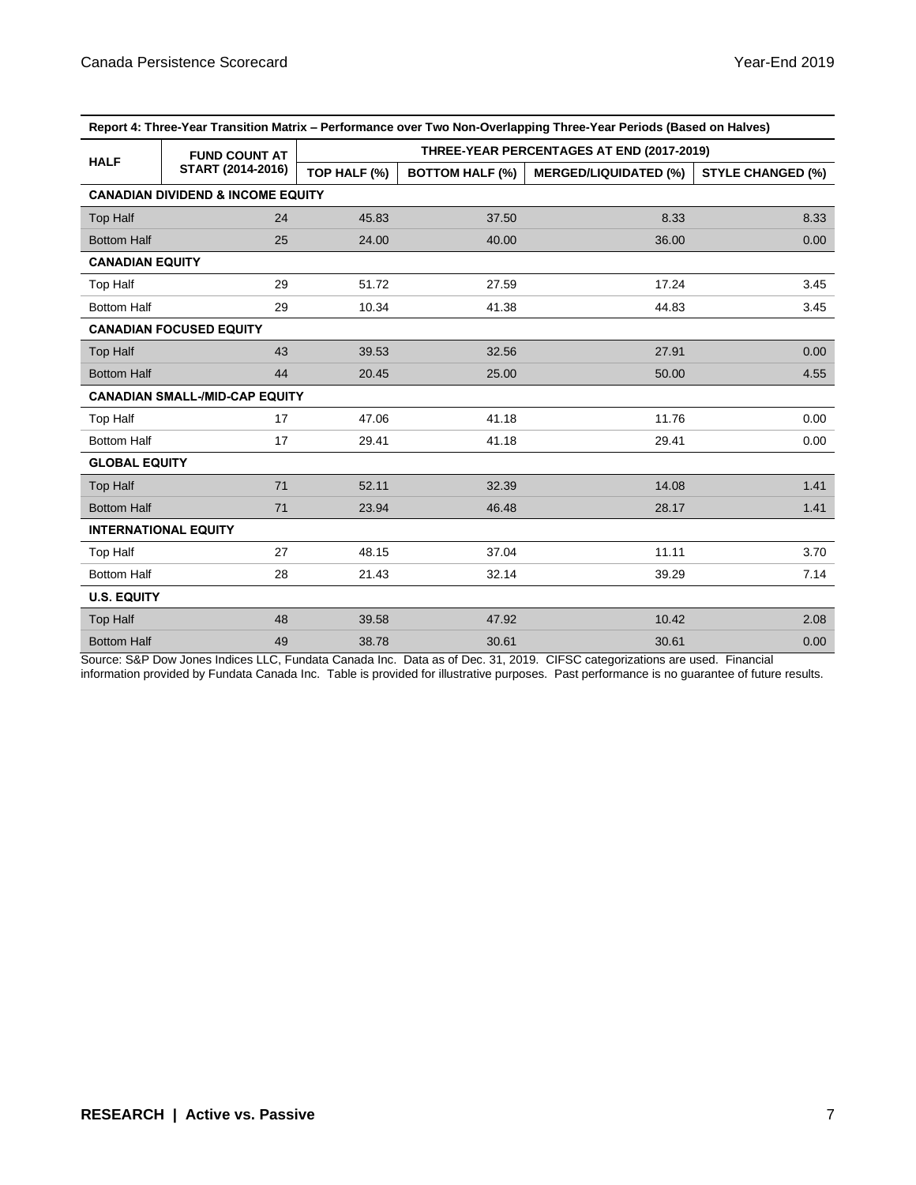**Report 4: Three-Year Transition Matrix – Performance over Two Non-Overlapping Three-Year Periods (Based on Halves)**

| HALF | FUND COUNT AT START (2014-2016) | THREE-YEAR PERCENTAGES AT END (2017-2019) | | | |
|---|---|---|---|---|---|
| | | TOP HALF (%) | BOTTOM HALF (%) | MERGED/LIQUIDATED (%) | STYLE CHANGED (%) |
| **CANADIAN DIVIDEND & INCOME EQUITY** | | | | | |
| Top Half | 24 | 45.83 | 37.50 | 8.33 | 8.33 |
| Bottom Half | 25 | 24.00 | 40.00 | 36.00 | 0.00 |
| **CANADIAN EQUITY** | | | | | |
| Top Half | 29 | 51.72 | 27.59 | 17.24 | 3.45 |
| Bottom Half | 29 | 10.34 | 41.38 | 44.83 | 3.45 |
| **CANADIAN FOCUSED EQUITY** | | | | | |
| Top Half | 43 | 39.53 | 32.56 | 27.91 | 0.00 |
| Bottom Half | 44 | 20.45 | 25.00 | 50.00 | 4.55 |
| **CANADIAN SMALL-/MID-CAP EQUITY** | | | | | |
| Top Half | 17 | 47.06 | 41.18 | 11.76 | 0.00 |
| Bottom Half | 17 | 29.41 | 41.18 | 29.41 | 0.00 |
| **GLOBAL EQUITY** | | | | | |
| Top Half | 71 | 52.11 | 32.39 | 14.08 | 1.41 |
| Bottom Half | 71 | 23.94 | 46.48 | 28.17 | 1.41 |
| **INTERNATIONAL EQUITY** | | | | | |
| Top Half | 27 | 48.15 | 37.04 | 11.11 | 3.70 |
| Bottom Half | 28 | 21.43 | 32.14 | 39.29 | 7.14 |
| **U.S. EQUITY** | | | | | |
| Top Half | 48 | 39.58 | 47.92 | 10.42 | 2.08 |
| Bottom Half | 49 | 38.78 | 30.61 | 30.61 | 0.00 |

Source: S&P Dow Jones Indices LLC, Fundata Canada Inc. Data as of Dec. 31, 2019. CIFSC categorizations are used. Financial information provided by Fundata Canada Inc. Table is provided for illustrative purposes. Past performance is no guarantee of future results.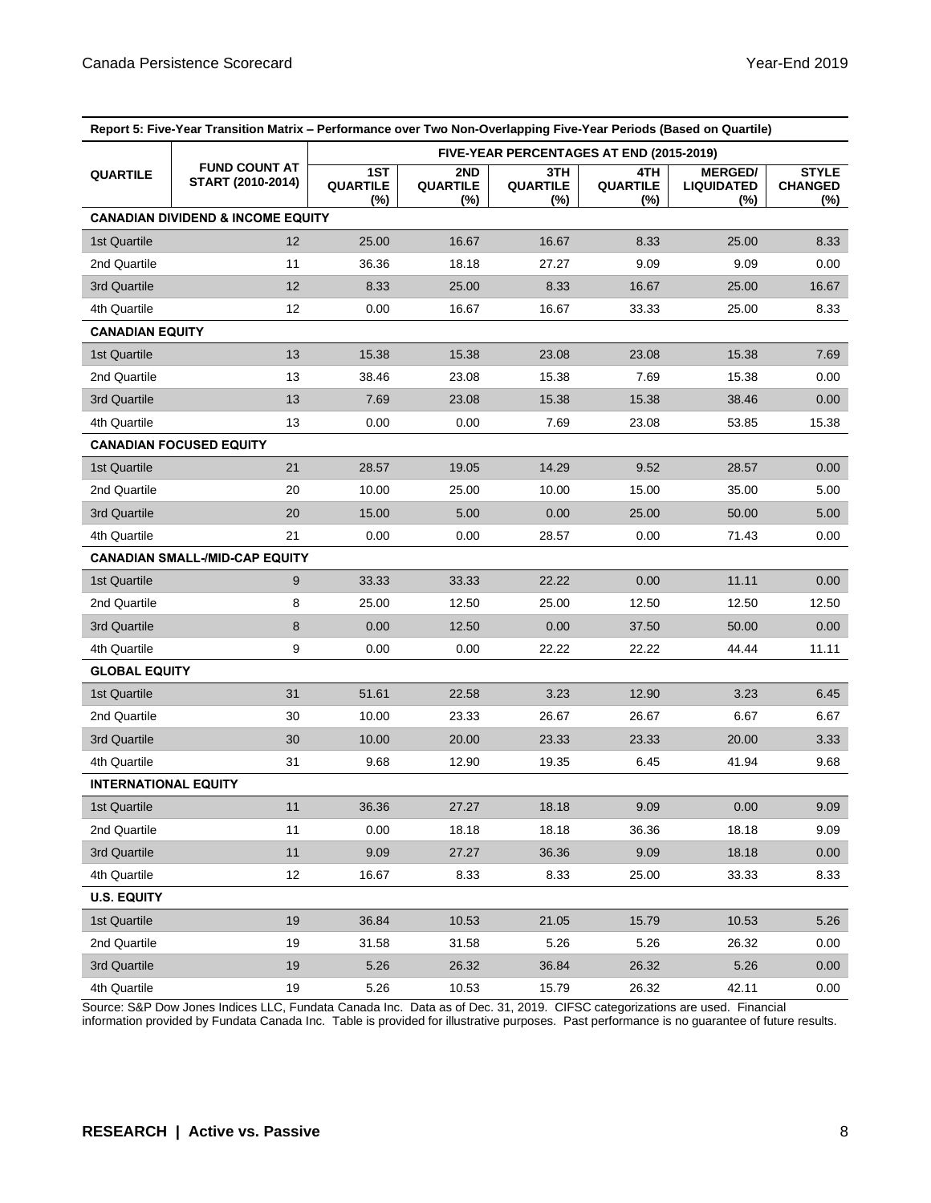| Report 5: Five-Year Transition Matrix – Performance over Two Non-Overlapping Five-Year Periods (Based on Quartile) | | | | | | | |
|---|---|---|---|---|---|---|---|
| QUARTILE | FUND COUNT AT START (2010-2014) | FIVE-YEAR PERCENTAGES AT END (2015-2019) | | | | | |
| | | 1ST QUARTILE (%) | 2ND QUARTILE (%) | 3TH QUARTILE (%) | 4TH QUARTILE (%) | MERGED/ LIQUIDATED (%) | STYLE CHANGED (%) |
| **CANADIAN DIVIDEND & INCOME EQUITY** | | | | | | | |
| 1st Quartile | 12 | 25.00 | 16.67 | 16.67 | 8.33 | 25.00 | 8.33 |
| 2nd Quartile | 11 | 36.36 | 18.18 | 27.27 | 9.09 | 9.09 | 0.00 |
| 3rd Quartile | 12 | 8.33 | 25.00 | 8.33 | 16.67 | 25.00 | 16.67 |
| 4th Quartile | 12 | 0.00 | 16.67 | 16.67 | 33.33 | 25.00 | 8.33 |
| **CANADIAN EQUITY** | | | | | | | |
| 1st Quartile | 13 | 15.38 | 15.38 | 23.08 | 23.08 | 15.38 | 7.69 |
| 2nd Quartile | 13 | 38.46 | 23.08 | 15.38 | 7.69 | 15.38 | 0.00 |
| 3rd Quartile | 13 | 7.69 | 23.08 | 15.38 | 15.38 | 38.46 | 0.00 |
| 4th Quartile | 13 | 0.00 | 0.00 | 7.69 | 23.08 | 53.85 | 15.38 |
| **CANADIAN FOCUSED EQUITY** | | | | | | | |
| 1st Quartile | 21 | 28.57 | 19.05 | 14.29 | 9.52 | 28.57 | 0.00 |
| 2nd Quartile | 20 | 10.00 | 25.00 | 10.00 | 15.00 | 35.00 | 5.00 |
| 3rd Quartile | 20 | 15.00 | 5.00 | 0.00 | 25.00 | 50.00 | 5.00 |
| 4th Quartile | 21 | 0.00 | 0.00 | 28.57 | 0.00 | 71.43 | 0.00 |
| **CANADIAN SMALL-/MID-CAP EQUITY** | | | | | | | |
| 1st Quartile | 9 | 33.33 | 33.33 | 22.22 | 0.00 | 11.11 | 0.00 |
| 2nd Quartile | 8 | 25.00 | 12.50 | 25.00 | 12.50 | 12.50 | 12.50 |
| 3rd Quartile | 8 | 0.00 | 12.50 | 0.00 | 37.50 | 50.00 | 0.00 |
| 4th Quartile | 9 | 0.00 | 0.00 | 22.22 | 22.22 | 44.44 | 11.11 |
| **GLOBAL EQUITY** | | | | | | | |
| 1st Quartile | 31 | 51.61 | 22.58 | 3.23 | 12.90 | 3.23 | 6.45 |
| 2nd Quartile | 30 | 10.00 | 23.33 | 26.67 | 26.67 | 6.67 | 6.67 |
| 3rd Quartile | 30 | 10.00 | 20.00 | 23.33 | 23.33 | 20.00 | 3.33 |
| 4th Quartile | 31 | 9.68 | 12.90 | 19.35 | 6.45 | 41.94 | 9.68 |
| **INTERNATIONAL EQUITY** | | | | | | | |
| 1st Quartile | 11 | 36.36 | 27.27 | 18.18 | 9.09 | 0.00 | 9.09 |
| 2nd Quartile | 11 | 0.00 | 18.18 | 18.18 | 36.36 | 18.18 | 9.09 |
| 3rd Quartile | 11 | 9.09 | 27.27 | 36.36 | 9.09 | 18.18 | 0.00 |
| 4th Quartile | 12 | 16.67 | 8.33 | 8.33 | 25.00 | 33.33 | 8.33 |
| **U.S. EQUITY** | | | | | | | |
| 1st Quartile | 19 | 36.84 | 10.53 | 21.05 | 15.79 | 10.53 | 5.26 |
| 2nd Quartile | 19 | 31.58 | 31.58 | 5.26 | 5.26 | 26.32 | 0.00 |
| 3rd Quartile | 19 | 5.26 | 26.32 | 36.84 | 26.32 | 5.26 | 0.00 |
| 4th Quartile | 19 | 5.26 | 10.53 | 15.79 | 26.32 | 42.11 | 0.00 |

Source: S&P Dow Jones Indices LLC, Fundata Canada Inc. Data as of Dec. 31, 2019. CIFSC categorizations are used. Financial information provided by Fundata Canada Inc. Table is provided for illustrative purposes. Past performance is no guarantee of future results.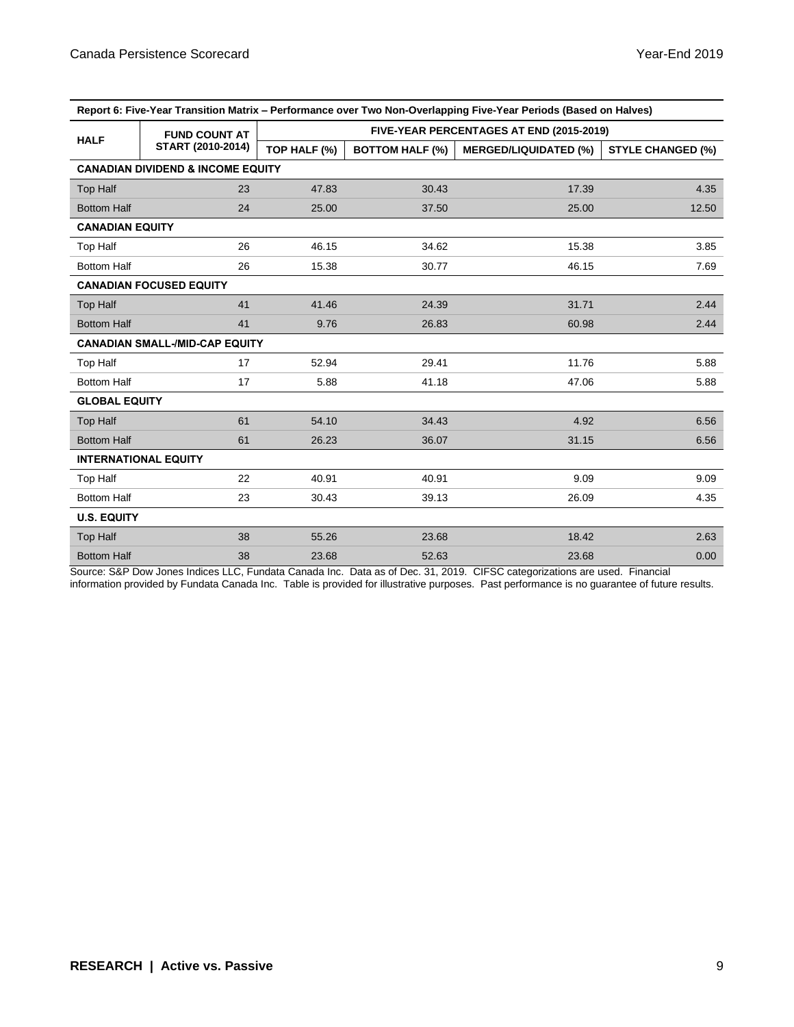| Report 6: Five-Year Transition Matrix – Performance over Two Non-Overlapping Five-Year Periods (Based on Halves) | | | | | |
|---|---|---|---|---|---|
| HALF | FUND COUNT AT START (2010-2014) | FIVE-YEAR PERCENTAGES AT END (2015-2019) | | | |
| | | TOP HALF (%) | BOTTOM HALF (%) | MERGED/LIQUIDATED (%) | STYLE CHANGED (%) |
| **CANADIAN DIVIDEND & INCOME EQUITY** | | | | | |
| Top Half | 23 | 47.83 | 30.43 | 17.39 | 4.35 |
| Bottom Half | 24 | 25.00 | 37.50 | 25.00 | 12.50 |
| **CANADIAN EQUITY** | | | | | |
| Top Half | 26 | 46.15 | 34.62 | 15.38 | 3.85 |
| Bottom Half | 26 | 15.38 | 30.77 | 46.15 | 7.69 |
| **CANADIAN FOCUSED EQUITY** | | | | | |
| Top Half | 41 | 41.46 | 24.39 | 31.71 | 2.44 |
| Bottom Half | 41 | 9.76 | 26.83 | 60.98 | 2.44 |
| **CANADIAN SMALL-/MID-CAP EQUITY** | | | | | |
| Top Half | 17 | 52.94 | 29.41 | 11.76 | 5.88 |
| Bottom Half | 17 | 5.88 | 41.18 | 47.06 | 5.88 |
| **GLOBAL EQUITY** | | | | | |
| Top Half | 61 | 54.10 | 34.43 | 4.92 | 6.56 |
| Bottom Half | 61 | 26.23 | 36.07 | 31.15 | 6.56 |
| **INTERNATIONAL EQUITY** | | | | | |
| Top Half | 22 | 40.91 | 40.91 | 9.09 | 9.09 |
| Bottom Half | 23 | 30.43 | 39.13 | 26.09 | 4.35 |
| **U.S. EQUITY** | | | | | |
| Top Half | 38 | 55.26 | 23.68 | 18.42 | 2.63 |
| Bottom Half | 38 | 23.68 | 52.63 | 23.68 | 0.00 |

Source: S&P Dow Jones Indices LLC, Fundata Canada Inc. Data as of Dec. 31, 2019. CIFSC categorizations are used. Financial information provided by Fundata Canada Inc. Table is provided for illustrative purposes. Past performance is no guarantee of future results.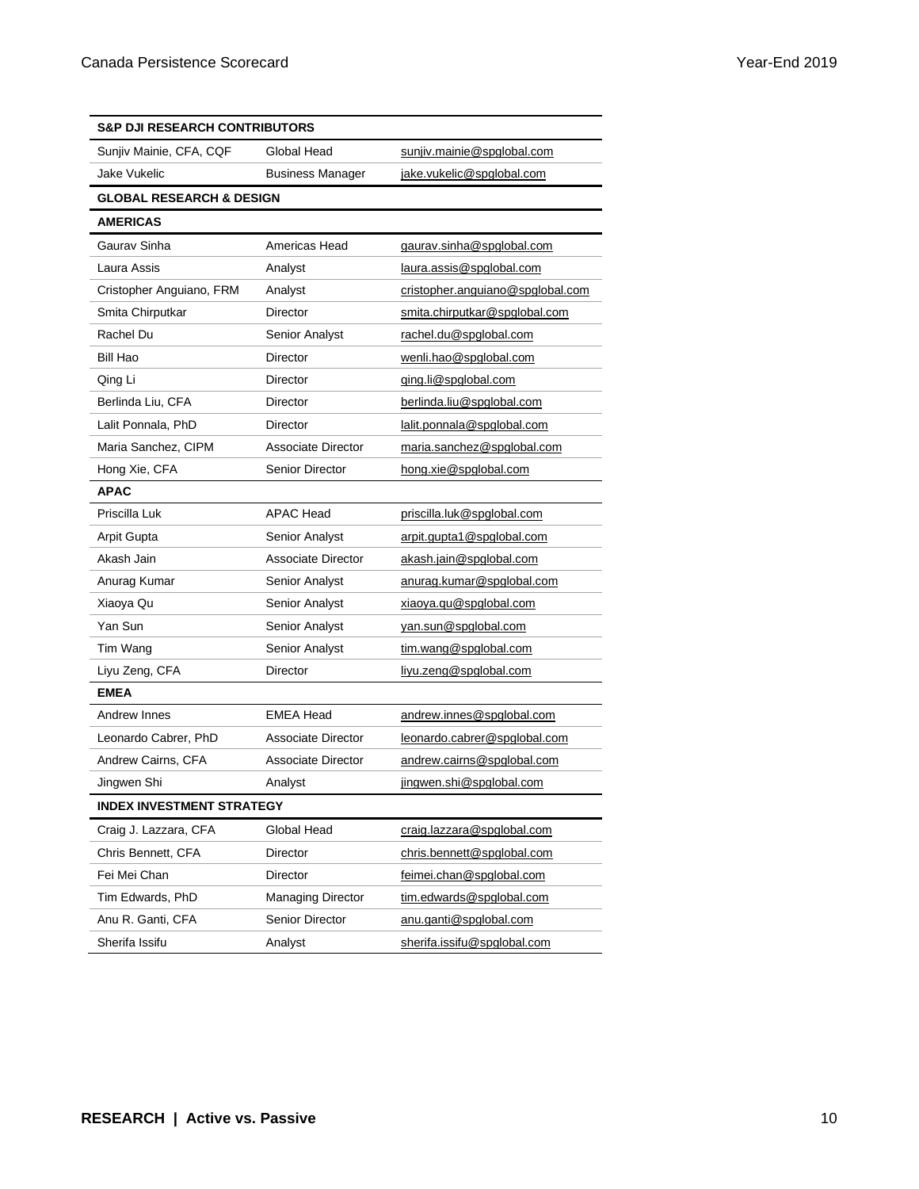| S&P DJI RESEARCH CONTRIBUTORS | | |
|---|---|---|
| Sunjiv Mainie, CFA, CQF | Global Head | sunjiv.mainie@spglobal.com |
| Jake Vukelic | Business Manager | jake.vukelic@spglobal.com |
| **GLOBAL RESEARCH & DESIGN** | | |
| **AMERICAS** | | |
| Gaurav Sinha | Americas Head | gaurav.sinha@spglobal.com |
| Laura Assis | Analyst | laura.assis@spglobal.com |
| Cristopher Anguiano, FRM | Analyst | cristopher.anguiano@spglobal.com |
| Smita Chirputkar | Director | smita.chirputkar@spglobal.com |
| Rachel Du | Senior Analyst | rachel.du@spglobal.com |
| Bill Hao | Director | wenli.hao@spglobal.com |
| Qing Li | Director | qing.li@spglobal.com |
| Berlinda Liu, CFA | Director | berlinda.liu@spglobal.com |
| Lalit Ponnala, PhD | Director | lalit.ponnala@spglobal.com |
| Maria Sanchez, CIPM | Associate Director | maria.sanchez@spglobal.com |
| Hong Xie, CFA | Senior Director | hong.xie@spglobal.com |
| **APAC** | | |
| Priscilla Luk | APAC Head | priscilla.luk@spglobal.com |
| Arpit Gupta | Senior Analyst | arpit.gupta1@spglobal.com |
| Akash Jain | Associate Director | akash.jain@spglobal.com |
| Anurag Kumar | Senior Analyst | anurag.kumar@spglobal.com |
| Xiaoya Qu | Senior Analyst | xiaoya.qu@spglobal.com |
| Yan Sun | Senior Analyst | yan.sun@spglobal.com |
| Tim Wang | Senior Analyst | tim.wang@spglobal.com |
| Liyu Zeng, CFA | Director | liyu.zeng@spglobal.com |
| **EMEA** | | |
| Andrew Innes | EMEA Head | andrew.innes@spglobal.com |
| Leonardo Cabrer, PhD | Associate Director | leonardo.cabrer@spglobal.com |
| Andrew Cairns, CFA | Associate Director | andrew.cairns@spglobal.com |
| Jingwen Shi | Analyst | jingwen.shi@spglobal.com |
| **INDEX INVESTMENT STRATEGY** | | |
| Craig J. Lazzara, CFA | Global Head | craig.lazzara@spglobal.com |
| Chris Bennett, CFA | Director | chris.bennett@spglobal.com |
| Fei Mei Chan | Director | feimei.chan@spglobal.com |
| Tim Edwards, PhD | Managing Director | tim.edwards@spglobal.com |
| Anu R. Ganti, CFA | Senior Director | anu.ganti@spglobal.com |
| Sherifa Issifu | Analyst | sherifa.issifu@spglobal.com |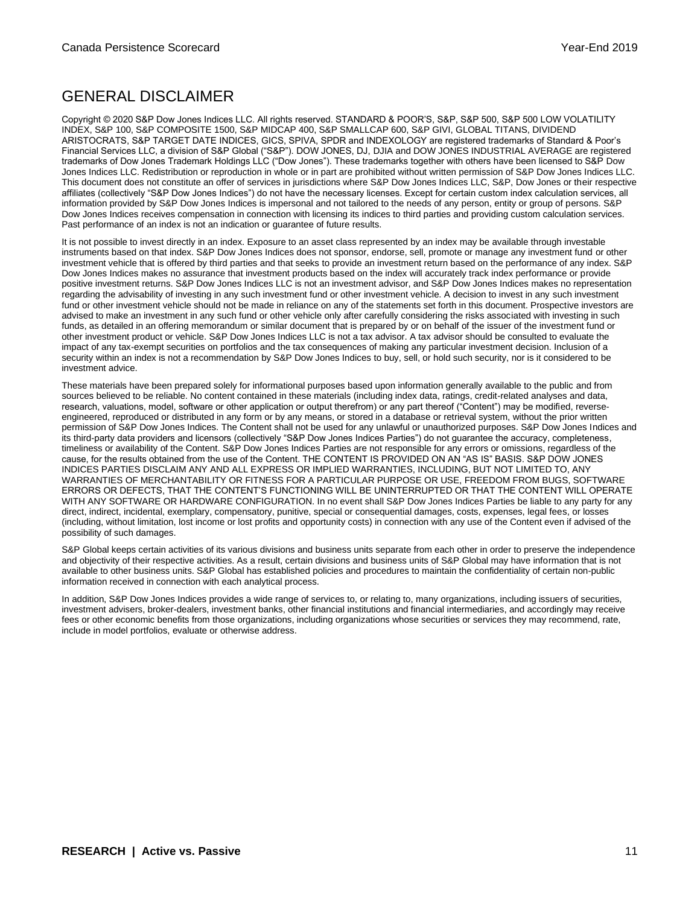# GENERAL DISCLAIMER

Copyright © 2020 S&P Dow Jones Indices LLC. All rights reserved. STANDARD & POOR'S, S&P, S&P 500, S&P 500 LOW VOLATILITY INDEX, S&P 100, S&P COMPOSITE 1500, S&P MIDCAP 400, S&P SMALLCAP 600, S&P GIVI, GLOBAL TITANS, DIVIDEND ARISTOCRATS, S&P TARGET DATE INDICES, GICS, SPIVA, SPDR and INDEXOLOGY are registered trademarks of Standard & Poor's Financial Services LLC, a division of S&P Global ("S&P"). DOW JONES, DJ, DJIA and DOW JONES INDUSTRIAL AVERAGE are registered trademarks of Dow Jones Trademark Holdings LLC ("Dow Jones"). These trademarks together with others have been licensed to S&P Dow Jones Indices LLC. Redistribution or reproduction in whole or in part are prohibited without written permission of S&P Dow Jones Indices LLC. This document does not constitute an offer of services in jurisdictions where S&P Dow Jones Indices LLC, S&P, Dow Jones or their respective affiliates (collectively "S&P Dow Jones Indices") do not have the necessary licenses. Except for certain custom index calculation services, all information provided by S&P Dow Jones Indices is impersonal and not tailored to the needs of any person, entity or group of persons. S&P Dow Jones Indices receives compensation in connection with licensing its indices to third parties and providing custom calculation services. Past performance of an index is not an indication or guarantee of future results.

It is not possible to invest directly in an index. Exposure to an asset class represented by an index may be available through investable instruments based on that index. S&P Dow Jones Indices does not sponsor, endorse, sell, promote or manage any investment fund or other investment vehicle that is offered by third parties and that seeks to provide an investment return based on the performance of any index. S&P Dow Jones Indices makes no assurance that investment products based on the index will accurately track index performance or provide positive investment returns. S&P Dow Jones Indices LLC is not an investment advisor, and S&P Dow Jones Indices makes no representation regarding the advisability of investing in any such investment fund or other investment vehicle. A decision to invest in any such investment fund or other investment vehicle should not be made in reliance on any of the statements set forth in this document. Prospective investors are advised to make an investment in any such fund or other vehicle only after carefully considering the risks associated with investing in such funds, as detailed in an offering memorandum or similar document that is prepared by or on behalf of the issuer of the investment fund or other investment product or vehicle. S&P Dow Jones Indices LLC is not a tax advisor. A tax advisor should be consulted to evaluate the impact of any tax-exempt securities on portfolios and the tax consequences of making any particular investment decision. Inclusion of a security within an index is not a recommendation by S&P Dow Jones Indices to buy, sell, or hold such security, nor is it considered to be investment advice.

These materials have been prepared solely for informational purposes based upon information generally available to the public and from sources believed to be reliable. No content contained in these materials (including index data, ratings, credit-related analyses and data, research, valuations, model, software or other application or output therefrom) or any part thereof ("Content") may be modified, reverse-engineered, reproduced or distributed in any form or by any means, or stored in a database or retrieval system, without the prior written permission of S&P Dow Jones Indices. The Content shall not be used for any unlawful or unauthorized purposes. S&P Dow Jones Indices and its third-party data providers and licensors (collectively "S&P Dow Jones Indices Parties") do not guarantee the accuracy, completeness, timeliness or availability of the Content. S&P Dow Jones Indices Parties are not responsible for any errors or omissions, regardless of the cause, for the results obtained from the use of the Content. THE CONTENT IS PROVIDED ON AN "AS IS" BASIS. S&P DOW JONES INDICES PARTIES DISCLAIM ANY AND ALL EXPRESS OR IMPLIED WARRANTIES, INCLUDING, BUT NOT LIMITED TO, ANY WARRANTIES OF MERCHANTABILITY OR FITNESS FOR A PARTICULAR PURPOSE OR USE, FREEDOM FROM BUGS, SOFTWARE ERRORS OR DEFECTS, THAT THE CONTENT'S FUNCTIONING WILL BE UNINTERRUPTED OR THAT THE CONTENT WILL OPERATE WITH ANY SOFTWARE OR HARDWARE CONFIGURATION. In no event shall S&P Dow Jones Indices Parties be liable to any party for any direct, indirect, incidental, exemplary, compensatory, punitive, special or consequential damages, costs, expenses, legal fees, or losses (including, without limitation, lost income or lost profits and opportunity costs) in connection with any use of the Content even if advised of the possibility of such damages.

S&P Global keeps certain activities of its various divisions and business units separate from each other in order to preserve the independence and objectivity of their respective activities. As a result, certain divisions and business units of S&P Global may have information that is not available to other business units. S&P Global has established policies and procedures to maintain the confidentiality of certain non-public information received in connection with each analytical process.

In addition, S&P Dow Jones Indices provides a wide range of services to, or relating to, many organizations, including issuers of securities, investment advisers, broker-dealers, investment banks, other financial institutions and financial intermediaries, and accordingly may receive fees or other economic benefits from those organizations, including organizations whose securities or services they may recommend, rate, include in model portfolios, evaluate or otherwise address.